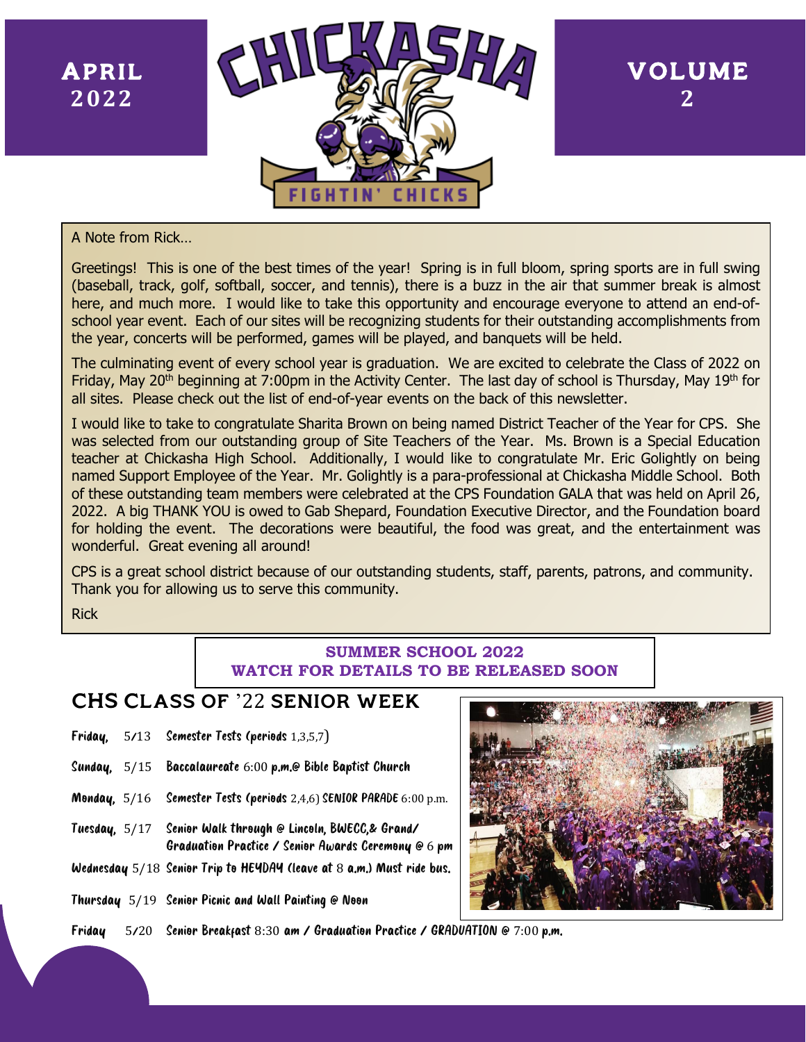APRIL 2022

CHICKASHA

FIGHTIN' CHICKS

VOLUME 2

A Note from Rick…

Greetings! This is one of the best times of the year! Spring is in full bloom, spring sports are in full swing (baseball, track, golf, softball, soccer, and tennis), there is a buzz in the air that summer break is almost here, and much more. I would like to take this opportunity and encourage everyone to attend an end-of-school year event. Each of our sites will be recognizing students for their outstanding accomplishments from the year, concerts will be performed, games will be played, and banquets will be held.

The culminating event of every school year is graduation. We are excited to celebrate the Class of 2022 on Friday, May 20th beginning at 7:00pm in the Activity Center. The last day of school is Thursday, May 19th for all sites. Please check out the list of end-of-year events on the back of this newsletter.

I would like to take to congratulate Sharita Brown on being named District Teacher of the Year for CPS. She was selected from our outstanding group of Site Teachers of the Year. Ms. Brown is a Special Education teacher at Chickasha High School. Additionally, I would like to congratulate Mr. Eric Golightly on being named Support Employee of the Year. Mr. Golightly is a para-professional at Chickasha Middle School. Both of these outstanding team members were celebrated at the CPS Foundation GALA that was held on April 26, 2022. A big THANK YOU is owed to Gab Shepard, Foundation Executive Director, and the Foundation board for holding the event. The decorations were beautiful, the food was great, and the entertainment was wonderful. Great evening all around!

CPS is a great school district because of our outstanding students, staff, parents, patrons, and community. Thank you for allowing us to serve this community.

Rick

**SUMMER SCHOOL 2022**
**WATCH FOR DETAILS TO BE RELEASED SOON**

## CHS CLASS OF '22 SENIOR WEEK

- **Friday, 5/13** Semester Tests (periods 1,3,5,7)
- **Sunday, 5/15** Baccalaureate 6:00 p.m.@ Bible Baptist Church
- **Monday, 5/16** Semester Tests (periods 2,4,6) SENIOR PARADE 6:00 p.m.
- **Tuesday, 5/17** Senior Walk through @ Lincoln, BWECC,& Grand/ Graduation Practice / Senior Awards Ceremony @ 6 pm
- **Wednesday 5/18** Senior Trip to HEYDAY (leave at 8 a.m.) Must ride bus.
- **Thursday 5/19** Senior Picnic and Wall Painting @ Noon
- **Friday 5/20** Senior Breakfast 8:30 am / Graduation Practice / GRADUATION @ 7:00 p.m.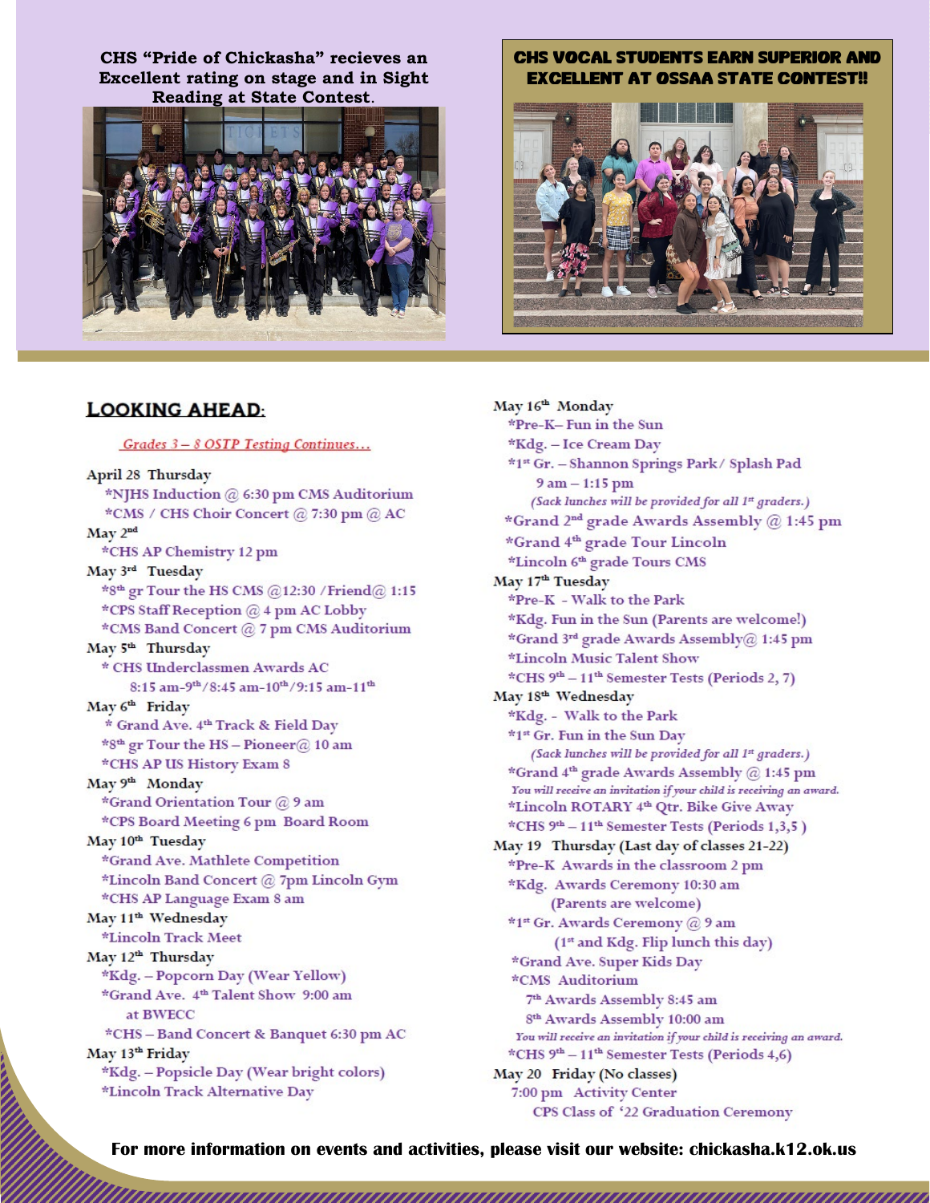**CHS "Pride of Chickasha" recieves an Excellent rating on stage and in Sight Reading at State Contest.**

**CHS VOCAL STUDENTS EARN SUPERIOR AND EXCELLENT AT OSSAA STATE CONTEST!!**

## LOOKING AHEAD:

*Grades 3 – 8 OSTP Testing Continues…*

April 28 Thursday
- *NJHS Induction @ 6:30 pm CMS Auditorium
- *CMS / CHS Choir Concert @ 7:30 pm @ AC

May 2nd
- *CHS AP Chemistry 12 pm

May 3rd Tuesday
- *8th gr Tour the HS CMS @12:30 /Friend@ 1:15
- *CPS Staff Reception @ 4 pm AC Lobby
- *CMS Band Concert @ 7 pm CMS Auditorium

May 5th Thursday
- * CHS Underclassmen Awards AC
  8:15 am-9th/8:45 am-10th/9:15 am-11th

May 6th Friday
- * Grand Ave. 4th Track & Field Day
- *8th gr Tour the HS – Pioneer@ 10 am
- *CHS AP US History Exam 8

May 9th Monday
- *Grand Orientation Tour @ 9 am
- *CPS Board Meeting 6 pm Board Room

May 10th Tuesday
- *Grand Ave. Mathlete Competition
- *Lincoln Band Concert @ 7pm Lincoln Gym
- *CHS AP Language Exam 8 am

May 11th Wednesday
- *Lincoln Track Meet

May 12th Thursday
- *Kdg. – Popcorn Day (Wear Yellow)
- *Grand Ave. 4th Talent Show 9:00 am
  at BWECC
- *CHS – Band Concert & Banquet 6:30 pm AC

May 13th Friday
- *Kdg. – Popsicle Day (Wear bright colors)
- *Lincoln Track Alternative Day

May 16th Monday
- *Pre-K– Fun in the Sun
- *Kdg. – Ice Cream Day
- *1st Gr. – Shannon Springs Park/ Splash Pad
  9 am – 1:15 pm
  *(Sack lunches will be provided for all 1st graders.)*
- *Grand 2nd grade Awards Assembly @ 1:45 pm
- *Grand 4th grade Tour Lincoln
- *Lincoln 6th grade Tours CMS

May 17th Tuesday
- *Pre-K - Walk to the Park
- *Kdg. Fun in the Sun (Parents are welcome!)
- *Grand 3rd grade Awards Assembly@ 1:45 pm
- *Lincoln Music Talent Show
- *CHS 9th – 11th Semester Tests (Periods 2, 7)

May 18th Wednesday
- *Kdg. - Walk to the Park
- *1st Gr. Fun in the Sun Day
  *(Sack lunches will be provided for all 1st graders.)*
- *Grand 4th grade Awards Assembly @ 1:45 pm
  *You will receive an invitation if your child is receiving an award.*
- *Lincoln ROTARY 4th Qtr. Bike Give Away
- *CHS 9th – 11th Semester Tests (Periods 1,3,5 )

May 19 Thursday (Last day of classes 21-22)
- *Pre-K Awards in the classroom 2 pm
- *Kdg. Awards Ceremony 10:30 am
  (Parents are welcome)
- *1st Gr. Awards Ceremony @ 9 am
  (1st and Kdg. Flip lunch this day)
- *Grand Ave. Super Kids Day
- *CMS Auditorium
  7th Awards Assembly 8:45 am
  8th Awards Assembly 10:00 am
  *You will receive an invitation if your child is receiving an award.*
- *CHS 9th – 11th Semester Tests (Periods 4,6)

May 20 Friday (No classes)
- 7:00 pm Activity Center
  CPS Class of '22 Graduation Ceremony

**For more information on events and activities, please visit our website: chickasha.k12.ok.us**